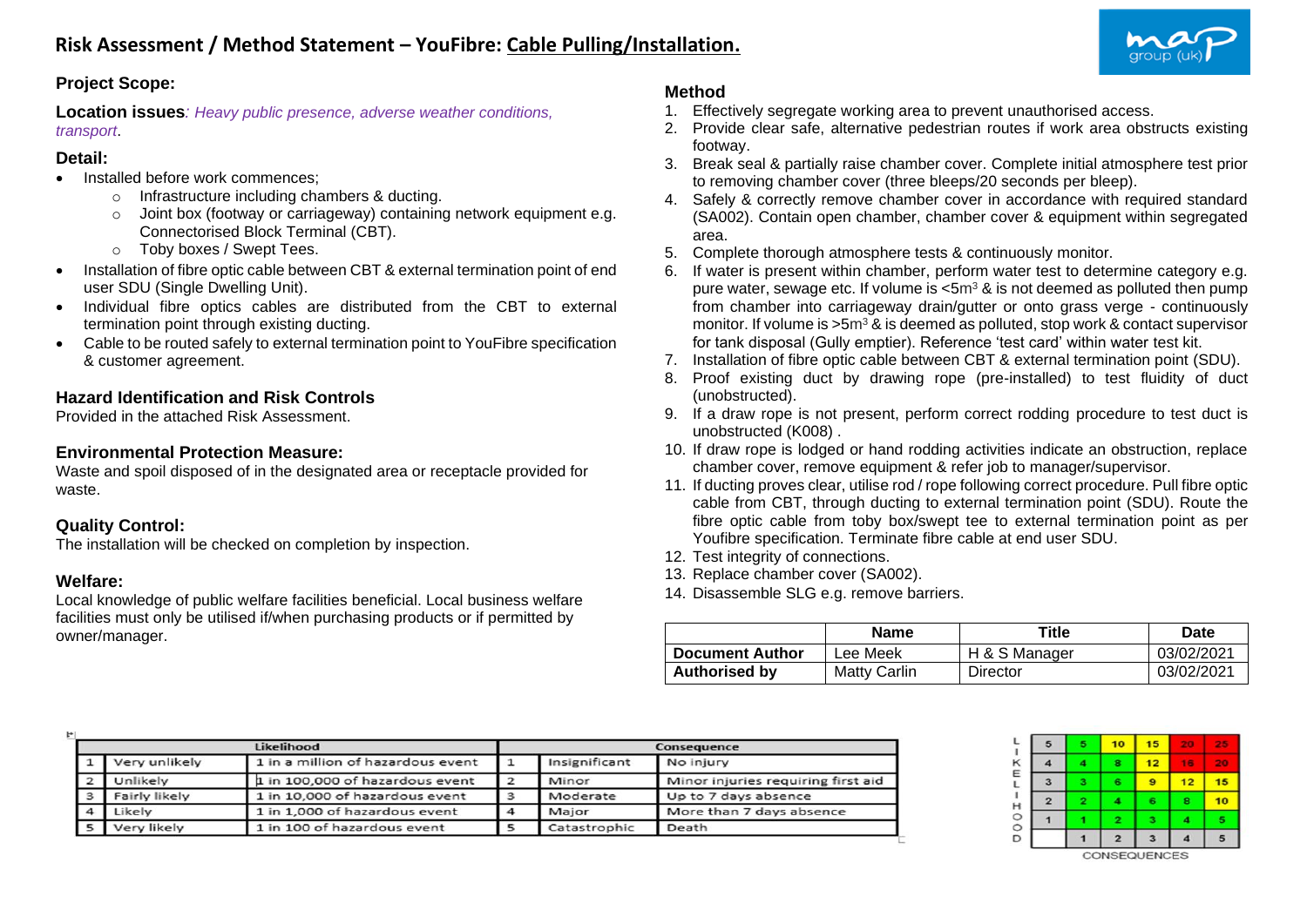# Risk Assessment / Method Statement – YouFibre: Cable Pulling/Installation.

## Project Scope:

**Location issues**: *Heavy public presence, adverse weather conditions, transport*.

### Detail:

- Installed before work commences;
  - Infrastructure including chambers & ducting.
  - Joint box (footway or carriageway) containing network equipment e.g. Connectorised Block Terminal (CBT).
  - Toby boxes / Swept Tees.
- Installation of fibre optic cable between CBT & external termination point of end user SDU (Single Dwelling Unit).
- Individual fibre optics cables are distributed from the CBT to external termination point through existing ducting.
- Cable to be routed safely to external termination point to YouFibre specification & customer agreement.

### Hazard Identification and Risk Controls

Provided in the attached Risk Assessment.

### Environmental Protection Measure:

Waste and spoil disposed of in the designated area or receptacle provided for waste.

### Quality Control:

The installation will be checked on completion by inspection.

### Welfare:

Local knowledge of public welfare facilities beneficial. Local business welfare facilities must only be utilised if/when purchasing products or if permitted by owner/manager.

### Method

1. Effectively segregate working area to prevent unauthorised access.
2. Provide clear safe, alternative pedestrian routes if work area obstructs existing footway.
3. Break seal & partially raise chamber cover. Complete initial atmosphere test prior to removing chamber cover (three bleeps/20 seconds per bleep).
4. Safely & correctly remove chamber cover in accordance with required standard (SA002). Contain open chamber, chamber cover & equipment within segregated area.
5. Complete thorough atmosphere tests & continuously monitor.
6. If water is present within chamber, perform water test to determine category e.g. pure water, sewage etc. If volume is <5m$^3$ & is not deemed as polluted then pump from chamber into carriageway drain/gutter or onto grass verge - continuously monitor. If volume is >5m$^3$ & is deemed as polluted, stop work & contact supervisor for tank disposal (Gully emptier). Reference 'test card' within water test kit.
7. Installation of fibre optic cable between CBT & external termination point (SDU).
8. Proof existing duct by drawing rope (pre-installed) to test fluidity of duct (unobstructed).
9. If a draw rope is not present, perform correct rodding procedure to test duct is unobstructed (K008) .
10. If draw rope is lodged or hand rodding activities indicate an obstruction, replace chamber cover, remove equipment & refer job to manager/supervisor.
11. If ducting proves clear, utilise rod / rope following correct procedure. Pull fibre optic cable from CBT, through ducting to external termination point (SDU). Route the fibre optic cable from toby box/swept tee to external termination point as per Youfibre specification. Terminate fibre cable at end user SDU.
12. Test integrity of connections.
13. Replace chamber cover (SA002).
14. Disassemble SLG e.g. remove barriers.

| | Name | Title | Date |
|---|---|---|---|
| **Document Author** | Lee Meek | H & S Manager | 03/02/2021 |
| **Authorised by** | Matty Carlin | Director | 03/02/2021 |

| Likelihood | | | Consequence | | |
|---|---|---|---|---|---|
| 1 | Very unlikely | 1 in a million of hazardous event | 1 | Insignificant | No injury |
| 2 | Unlikely | 1 in 100,000 of hazardous event | 2 | Minor | Minor injuries requiring first aid |
| 3 | Fairly likely | 1 in 10,000 of hazardous event | 3 | Moderate | Up to 7 days absence |
| 4 | Likely | 1 in 1,000 of hazardous event | 4 | Major | More than 7 days absence |
| 5 | Very likely | 1 in 100 of hazardous event | 5 | Catastrophic | Death |

| LIKELIHOOD | | | | | |
|---|---|---|---|---|---|
| 5 | 5 | 10 | 15 | 20 | 25 |
| 4 | 4 | 8 | 12 | 16 | 20 |
| 3 | 3 | 6 | 9 | 12 | 15 |
| 2 | 2 | 4 | 6 | 8 | 10 |
| 1 | 1 | 2 | 3 | 4 | 5 |
| | 1 | 2 | 3 | 4 | 5 |
| | CONSEQUENCES | | | | |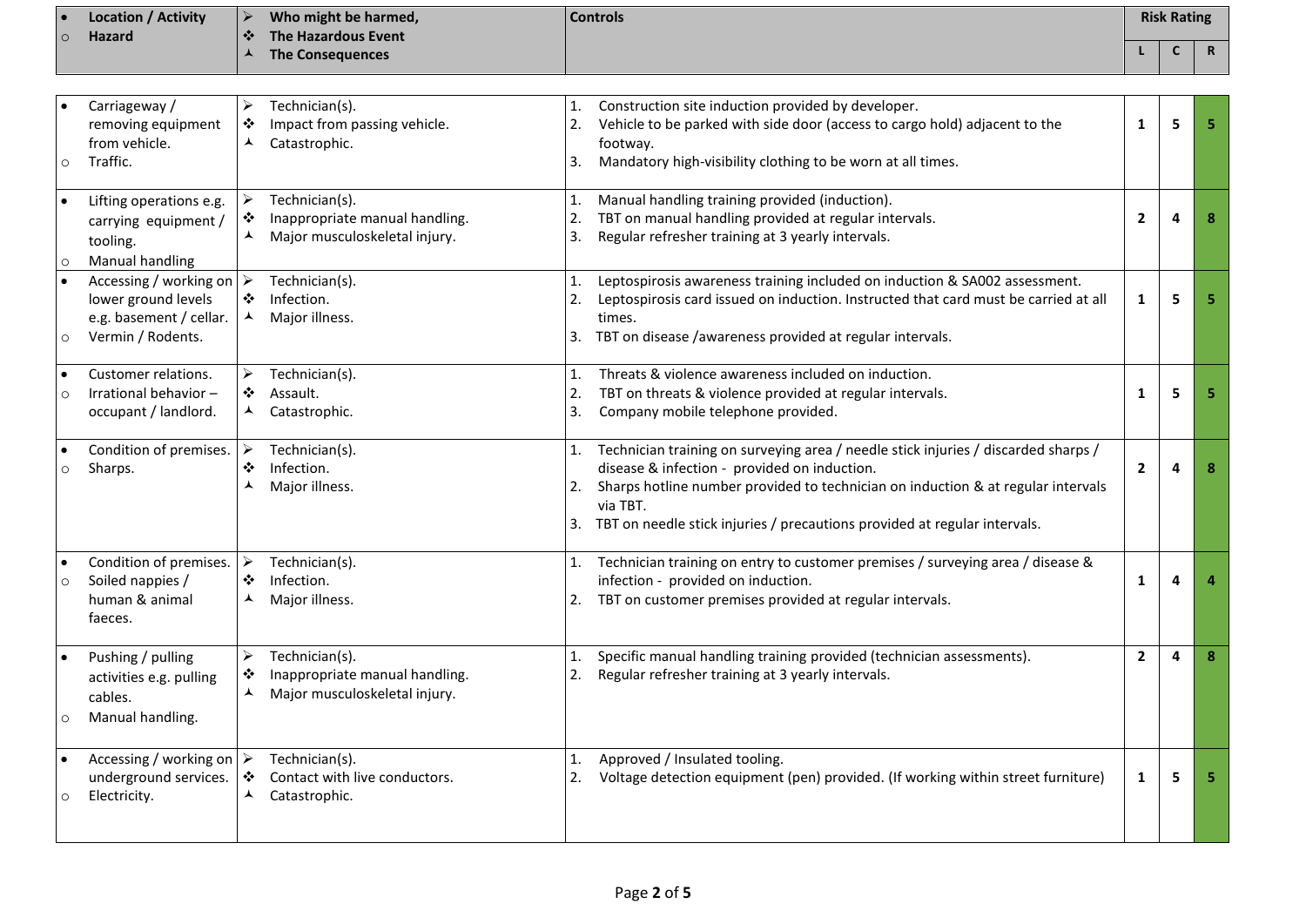| • Location / Activity<br>○ Hazard | ➢ Who might be harmed,<br>❖ The Hazardous Event<br>⅄ The Consequences | Controls | Risk Rating | | |
|---|---|---|---|---|---|
| | | | L | C | R |
| • Carriageway / removing equipment from vehicle.<br>○ Traffic. | ➢ Technician(s).<br>❖ Impact from passing vehicle.<br>⅄ Catastrophic. | 1. Construction site induction provided by developer.<br>2. Vehicle to be parked with side door (access to cargo hold) adjacent to the footway.<br>3. Mandatory high-visibility clothing to be worn at all times. | 1 | 5 | 5 |
| • Lifting operations e.g. carrying equipment / tooling.<br>○ Manual handling | ➢ Technician(s).<br>❖ Inappropriate manual handling.<br>⅄ Major musculoskeletal injury. | 1. Manual handling training provided (induction).<br>2. TBT on manual handling provided at regular intervals.<br>3. Regular refresher training at 3 yearly intervals. | 2 | 4 | 8 |
| • Accessing / working on lower ground levels e.g. basement / cellar.<br>○ Vermin / Rodents. | ➢ Technician(s).<br>❖ Infection.<br>⅄ Major illness. | 1. Leptospirosis awareness training included on induction & SA002 assessment.<br>2. Leptospirosis card issued on induction. Instructed that card must be carried at all times.<br>3. TBT on disease /awareness provided at regular intervals. | 1 | 5 | 5 |
| • Customer relations.<br>○ Irrational behavior – occupant / landlord. | ➢ Technician(s).<br>❖ Assault.<br>⅄ Catastrophic. | 1. Threats & violence awareness included on induction.<br>2. TBT on threats & violence provided at regular intervals.<br>3. Company mobile telephone provided. | 1 | 5 | 5 |
| • Condition of premises.<br>○ Sharps. | ➢ Technician(s).<br>❖ Infection.<br>⅄ Major illness. | 1. Technician training on surveying area / needle stick injuries / discarded sharps / disease & infection - provided on induction.<br>2. Sharps hotline number provided to technician on induction & at regular intervals via TBT.<br>3. TBT on needle stick injuries / precautions provided at regular intervals. | 2 | 4 | 8 |
| • Condition of premises.<br>○ Soiled nappies / human & animal faeces. | ➢ Technician(s).<br>❖ Infection.<br>⅄ Major illness. | 1. Technician training on entry to customer premises / surveying area / disease & infection - provided on induction.<br>2. TBT on customer premises provided at regular intervals. | 1 | 4 | 4 |
| • Pushing / pulling activities e.g. pulling cables.<br>○ Manual handling. | ➢ Technician(s).<br>❖ Inappropriate manual handling.<br>⅄ Major musculoskeletal injury. | 1. Specific manual handling training provided (technician assessments).<br>2. Regular refresher training at 3 yearly intervals. | 2 | 4 | 8 |
| • Accessing / working on underground services.<br>○ Electricity. | ➢ Technician(s).<br>❖ Contact with live conductors.<br>⅄ Catastrophic. | 1. Approved / Insulated tooling.<br>2. Voltage detection equipment (pen) provided. (If working within street furniture) | 1 | 5 | 5 |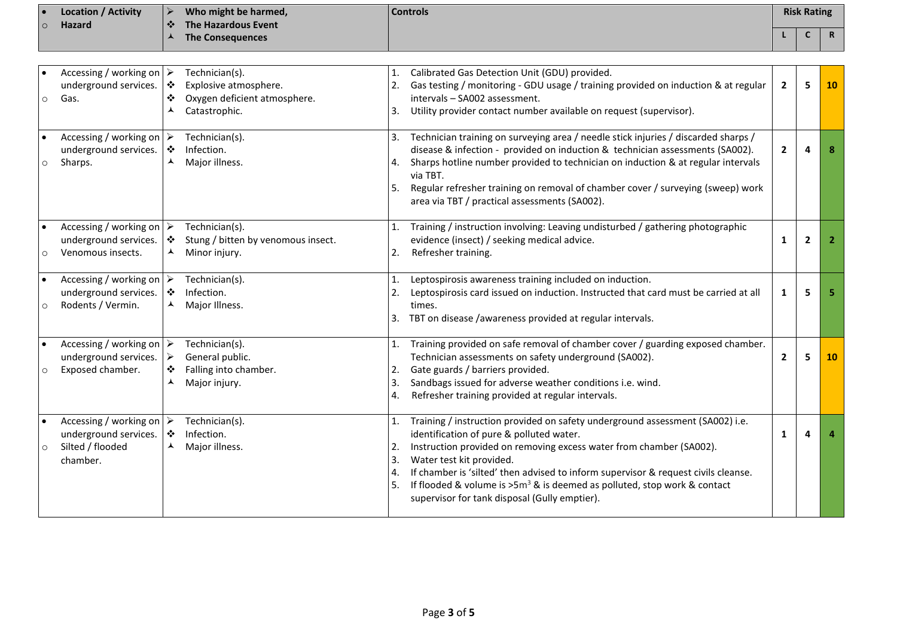| • Location / Activity<br>○ Hazard | ➢ Who might be harmed,<br>❖ The Hazardous Event<br>⅄ The Consequences | Controls | Risk Rating | | |
|---|---|---|---|---|---|
| | | | L | C | R |
| • Accessing / working on underground services.<br>○ Gas. | ➢ Technician(s).<br>❖ Explosive atmosphere.<br>❖ Oxygen deficient atmosphere.<br>⅄ Catastrophic. | 1. Calibrated Gas Detection Unit (GDU) provided.<br>2. Gas testing / monitoring - GDU usage / training provided on induction & at regular intervals – SA002 assessment.<br>3. Utility provider contact number available on request (supervisor). | 2 | 5 | 10 |
| • Accessing / working on underground services.<br>○ Sharps. | ➢ Technician(s).<br>❖ Infection.<br>⅄ Major illness. | 3. Technician training on surveying area / needle stick injuries / discarded sharps / disease & infection - provided on induction & technician assessments (SA002).<br>4. Sharps hotline number provided to technician on induction & at regular intervals via TBT.<br>5. Regular refresher training on removal of chamber cover / surveying (sweep) work area via TBT / practical assessments (SA002). | 2 | 4 | 8 |
| • Accessing / working on underground services.<br>○ Venomous insects. | ➢ Technician(s).<br>❖ Stung / bitten by venomous insect.<br>⅄ Minor injury. | 1. Training / instruction involving: Leaving undisturbed / gathering photographic evidence (insect) / seeking medical advice.<br>2. Refresher training. | 1 | 2 | 2 |
| • Accessing / working on underground services.<br>○ Rodents / Vermin. | ➢ Technician(s).<br>❖ Infection.<br>⅄ Major Illness. | 1. Leptospirosis awareness training included on induction.<br>2. Leptospirosis card issued on induction. Instructed that card must be carried at all times.<br>3. TBT on disease /awareness provided at regular intervals. | 1 | 5 | 5 |
| • Accessing / working on underground services.<br>○ Exposed chamber. | ➢ Technician(s).<br>➢ General public.<br>❖ Falling into chamber.<br>⅄ Major injury. | 1. Training provided on safe removal of chamber cover / guarding exposed chamber. Technician assessments on safety underground (SA002).<br>2. Gate guards / barriers provided.<br>3. Sandbags issued for adverse weather conditions i.e. wind.<br>4. Refresher training provided at regular intervals. | 2 | 5 | 10 |
| • Accessing / working on underground services.<br>○ Silted / flooded chamber. | ➢ Technician(s).<br>❖ Infection.<br>⅄ Major illness. | 1. Training / instruction provided on safety underground assessment (SA002) i.e. identification of pure & polluted water.<br>2. Instruction provided on removing excess water from chamber (SA002).<br>3. Water test kit provided.<br>4. If chamber is 'silted' then advised to inform supervisor & request civils cleanse.<br>5. If flooded & volume is >5m$^3$ & is deemed as polluted, stop work & contact supervisor for tank disposal (Gully emptier). | 1 | 4 | 4 |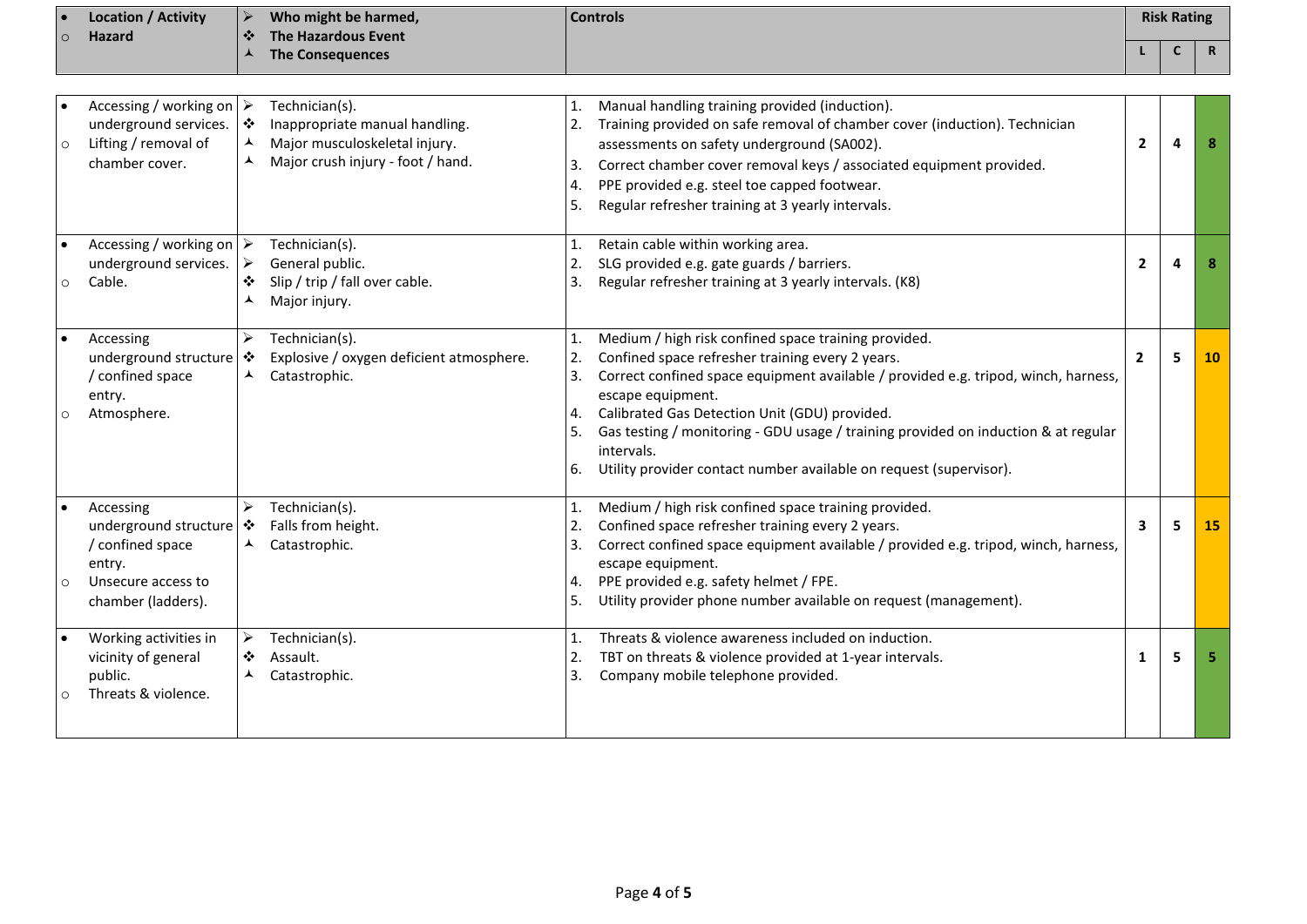| • Location / Activity<br>○ Hazard | ➢ Who might be harmed,<br>❖ The Hazardous Event<br>⅄ The Consequences | Controls | Risk Rating | | |
|---|---|---|---|---|---|
| | | | L | C | R |
| • Accessing / working on underground services.<br>○ Lifting / removal of chamber cover. | ➢ Technician(s).<br>❖ Inappropriate manual handling.<br>⅄ Major musculoskeletal injury.<br>⅄ Major crush injury - foot / hand. | 1. Manual handling training provided (induction).<br>2. Training provided on safe removal of chamber cover (induction). Technician assessments on safety underground (SA002).<br>3. Correct chamber cover removal keys / associated equipment provided.<br>4. PPE provided e.g. steel toe capped footwear.<br>5. Regular refresher training at 3 yearly intervals. | 2 | 4 | 8 |
| • Accessing / working on underground services.<br>○ Cable. | ➢ Technician(s).<br>➢ General public.<br>❖ Slip / trip / fall over cable.<br>⅄ Major injury. | 1. Retain cable within working area.<br>2. SLG provided e.g. gate guards / barriers.<br>3. Regular refresher training at 3 yearly intervals. (K8) | 2 | 4 | 8 |
| • Accessing underground structure / confined space entry.<br>○ Atmosphere. | ➢ Technician(s).<br>❖ Explosive / oxygen deficient atmosphere.<br>⅄ Catastrophic. | 1. Medium / high risk confined space training provided.<br>2. Confined space refresher training every 2 years.<br>3. Correct confined space equipment available / provided e.g. tripod, winch, harness, escape equipment.<br>4. Calibrated Gas Detection Unit (GDU) provided.<br>5. Gas testing / monitoring - GDU usage / training provided on induction & at regular intervals.<br>6. Utility provider contact number available on request (supervisor). | 2 | 5 | 10 |
| • Accessing underground structure / confined space entry.<br>○ Unsecure access to chamber (ladders). | ➢ Technician(s).<br>❖ Falls from height.<br>⅄ Catastrophic. | 1. Medium / high risk confined space training provided.<br>2. Confined space refresher training every 2 years.<br>3. Correct confined space equipment available / provided e.g. tripod, winch, harness, escape equipment.<br>4. PPE provided e.g. safety helmet / FPE.<br>5. Utility provider phone number available on request (management). | 3 | 5 | 15 |
| • Working activities in vicinity of general public.<br>○ Threats & violence. | ➢ Technician(s).<br>❖ Assault.<br>⅄ Catastrophic. | 1. Threats & violence awareness included on induction.<br>2. TBT on threats & violence provided at 1-year intervals.<br>3. Company mobile telephone provided. | 1 | 5 | 5 |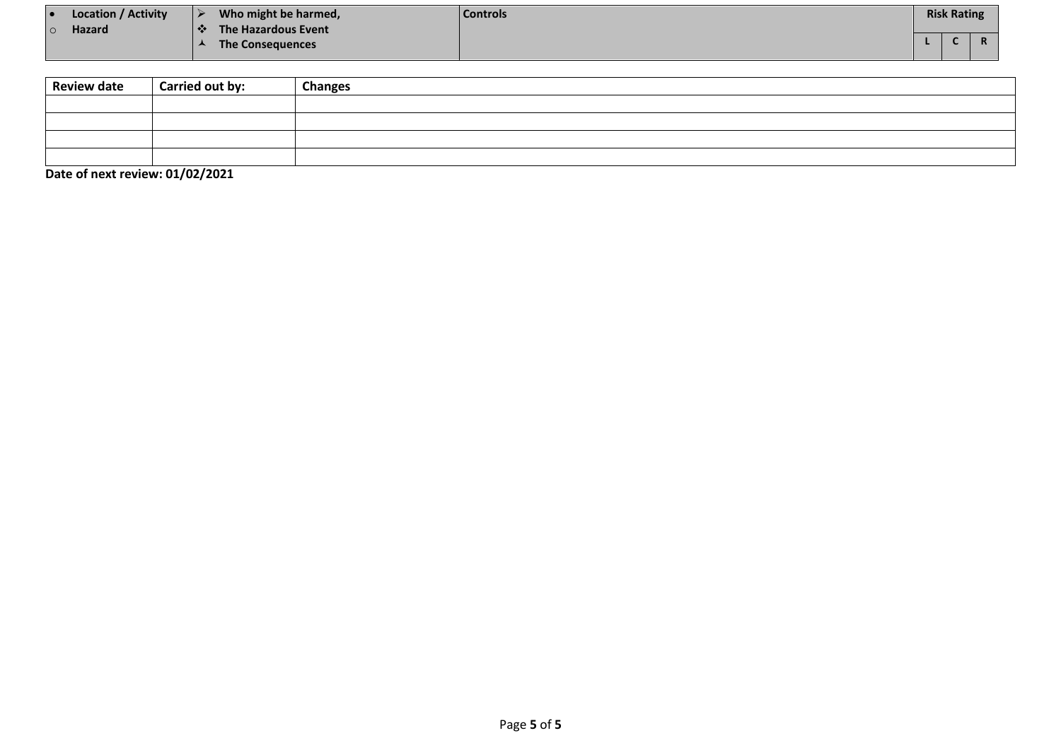| • Location / Activity<br>○ Hazard | ➢ Who might be harmed,<br>❖ The Hazardous Event<br>⅄ The Consequences | Controls | Risk Rating | | |
|---|---|---|---|---|---|
| | | | L | C | R |

| Review date | Carried out by: | Changes |
|---|---|---|
| | | |
| | | |
| | | |
| | | |

**Date of next review: 01/02/2021**